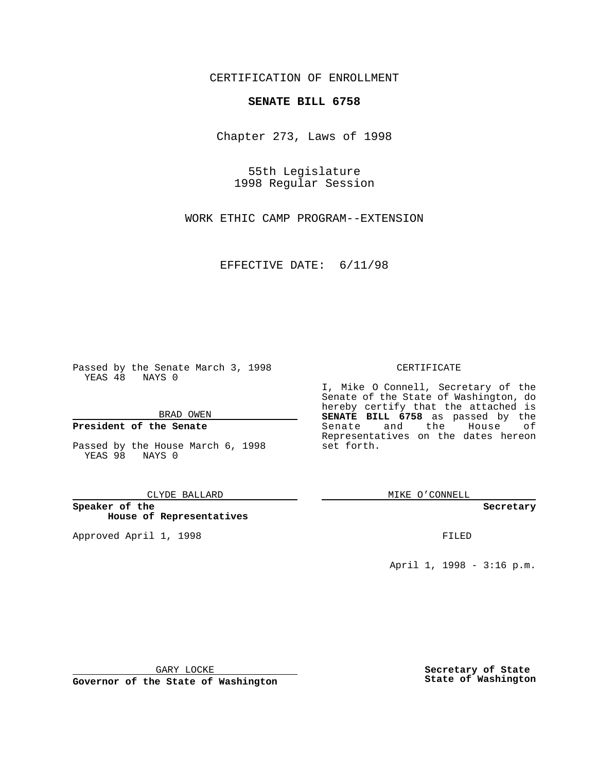CERTIFICATION OF ENROLLMENT

**SENATE BILL 6758**

Chapter 273, Laws of 1998

55th Legislature
1998 Regular Session

WORK ETHIC CAMP PROGRAM--EXTENSION

EFFECTIVE DATE: 6/11/98

Passed by the Senate March 3, 1998
YEAS 48 NAYS 0

BRAD OWEN

**President of the Senate**

Passed by the House March 6, 1998
YEAS 98 NAYS 0

CLYDE BALLARD

**Speaker of the House of Representatives**

Approved April 1, 1998

GARY LOCKE

**Governor of the State of Washington**

CERTIFICATE

I, Mike O Connell, Secretary of the Senate of the State of Washington, do hereby certify that the attached is **SENATE BILL 6758** as passed by the Senate and the House of Representatives on the dates hereon set forth.

MIKE O'CONNELL

**Secretary**

FILED

April 1, 1998 - 3:16 p.m.

**Secretary of State**
**State of Washington**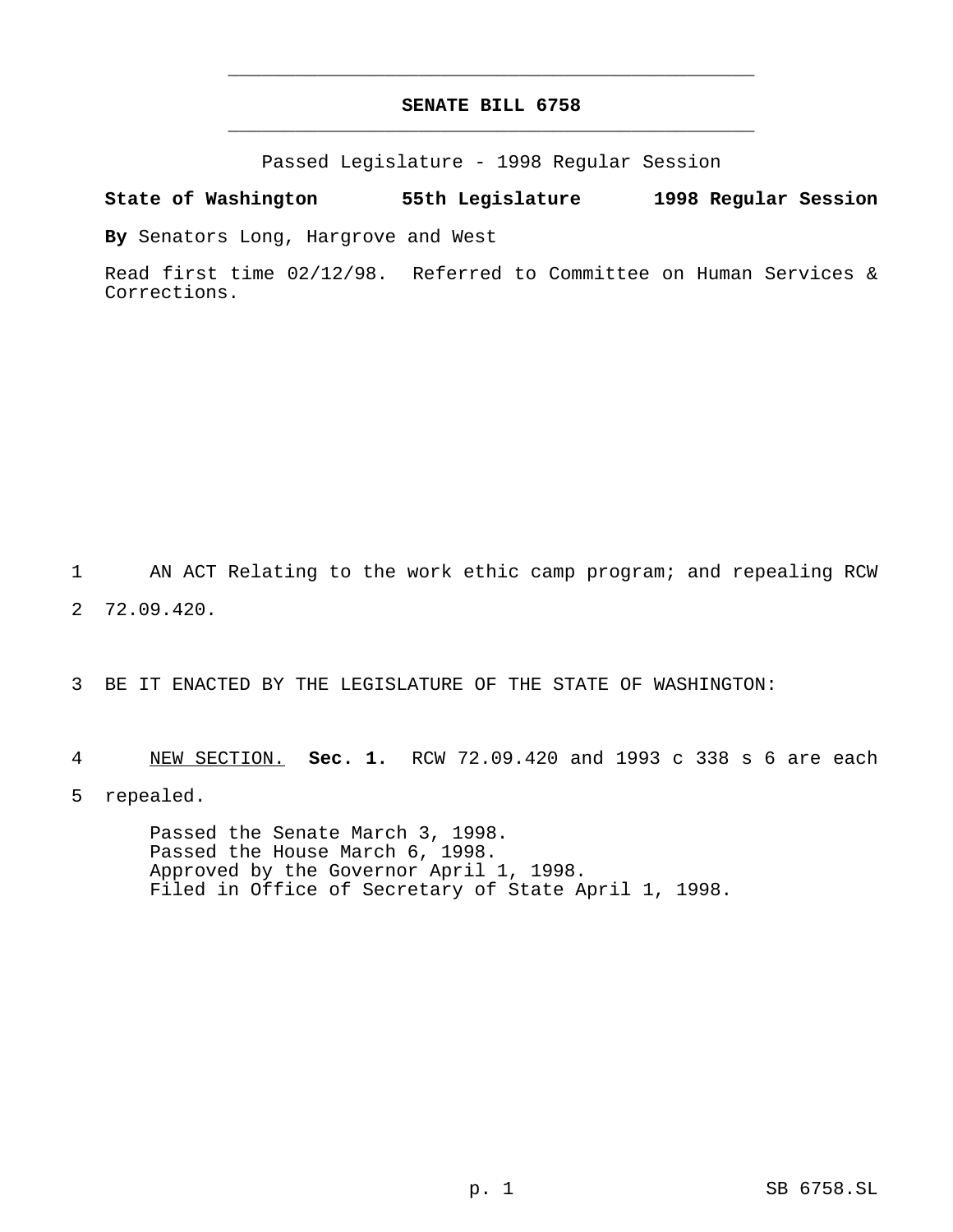# SENATE BILL 6758

Passed Legislature - 1998 Regular Session

**State of Washington 55th Legislature 1998 Regular Session**

**By** Senators Long, Hargrove and West

Read first time 02/12/98. Referred to Committee on Human Services & Corrections.

AN ACT Relating to the work ethic camp program; and repealing RCW 72.09.420.

BE IT ENACTED BY THE LEGISLATURE OF THE STATE OF WASHINGTON:

NEW SECTION. **Sec. 1.** RCW 72.09.420 and 1993 c 338 s 6 are each repealed.

Passed the Senate March 3, 1998.
Passed the House March 6, 1998.
Approved by the Governor April 1, 1998.
Filed in Office of Secretary of State April 1, 1998.